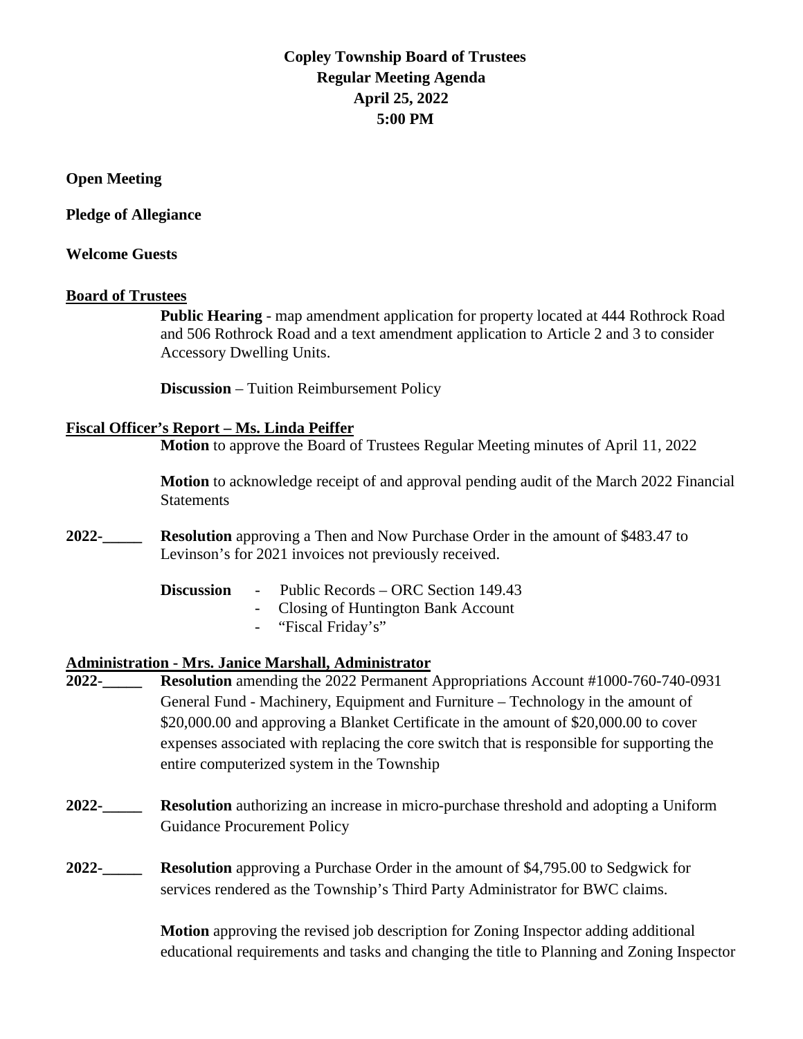# Copley Township Board of Trustees
## Regular Meeting Agenda
## April 25, 2022
## 5:00 PM

**Open Meeting**

**Pledge of Allegiance**

**Welcome Guests**

**Board of Trustees**

**Public Hearing** - map amendment application for property located at 444 Rothrock Road and 506 Rothrock Road and a text amendment application to Article 2 and 3 to consider Accessory Dwelling Units.

**Discussion** – Tuition Reimbursement Policy

**Fiscal Officer's Report – Ms. Linda Peiffer**

**Motion** to approve the Board of Trustees Regular Meeting minutes of April 11, 2022

**Motion** to acknowledge receipt of and approval pending audit of the March 2022 Financial Statements

**2022-_____** **Resolution** approving a Then and Now Purchase Order in the amount of $483.47 to Levinson's for 2021 invoices not previously received.

**Discussion**
- Public Records – ORC Section 149.43
- Closing of Huntington Bank Account
- "Fiscal Friday's"

**Administration - Mrs. Janice Marshall, Administrator**

**2022-_____** **Resolution** amending the 2022 Permanent Appropriations Account #1000-760-740-0931 General Fund - Machinery, Equipment and Furniture – Technology in the amount of $20,000.00 and approving a Blanket Certificate in the amount of $20,000.00 to cover expenses associated with replacing the core switch that is responsible for supporting the entire computerized system in the Township

**2022-_____** **Resolution** authorizing an increase in micro-purchase threshold and adopting a Uniform Guidance Procurement Policy

**2022-_____** **Resolution** approving a Purchase Order in the amount of $4,795.00 to Sedgwick for services rendered as the Township's Third Party Administrator for BWC claims.

**Motion** approving the revised job description for Zoning Inspector adding additional educational requirements and tasks and changing the title to Planning and Zoning Inspector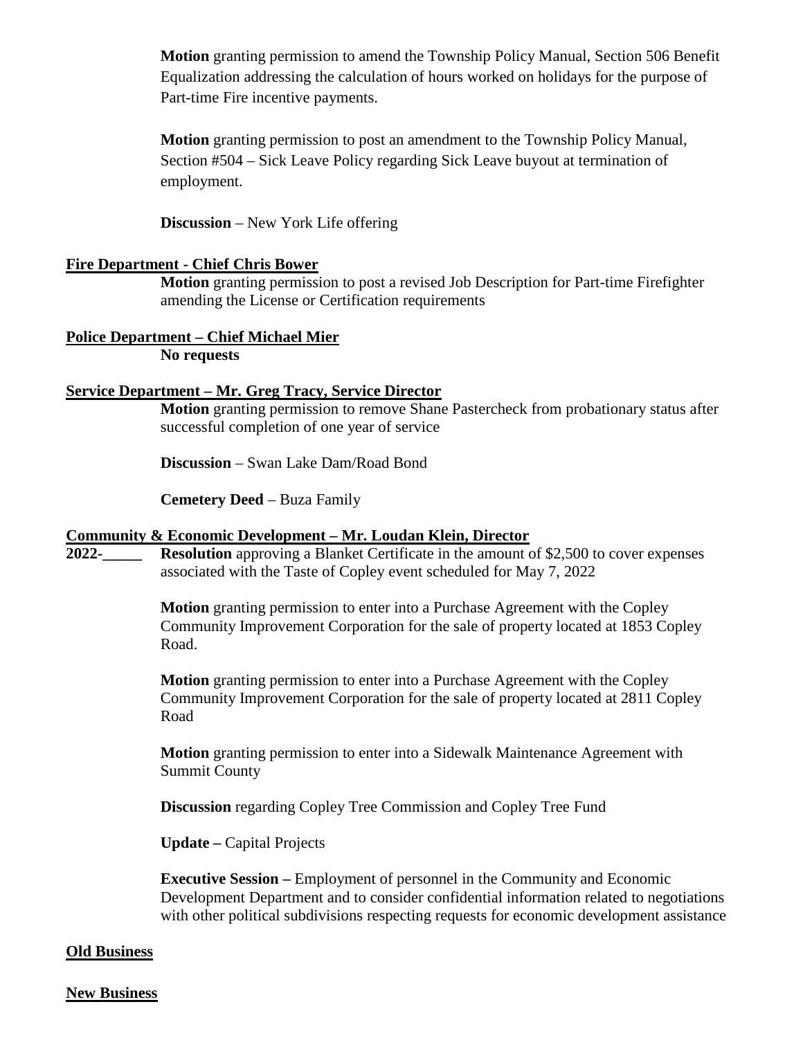**Motion** granting permission to amend the Township Policy Manual, Section 506 Benefit Equalization addressing the calculation of hours worked on holidays for the purpose of Part-time Fire incentive payments.

**Motion** granting permission to post an amendment to the Township Policy Manual, Section #504 – Sick Leave Policy regarding Sick Leave buyout at termination of employment.

**Discussion** – New York Life offering

**Fire Department - Chief Chris Bower**

**Motion** granting permission to post a revised Job Description for Part-time Firefighter amending the License or Certification requirements

**Police Department – Chief Michael Mier**

**No requests**

**Service Department – Mr. Greg Tracy, Service Director**

**Motion** granting permission to remove Shane Pastercheck from probationary status after successful completion of one year of service

**Discussion** – Swan Lake Dam/Road Bond

**Cemetery Deed** – Buza Family

**Community & Economic Development – Mr. Loudan Klein, Director**

**2022-\_\_\_\_\_** **Resolution** approving a Blanket Certificate in the amount of $2,500 to cover expenses associated with the Taste of Copley event scheduled for May 7, 2022

**Motion** granting permission to enter into a Purchase Agreement with the Copley Community Improvement Corporation for the sale of property located at 1853 Copley Road.

**Motion** granting permission to enter into a Purchase Agreement with the Copley Community Improvement Corporation for the sale of property located at 2811 Copley Road

**Motion** granting permission to enter into a Sidewalk Maintenance Agreement with Summit County

**Discussion** regarding Copley Tree Commission and Copley Tree Fund

**Update –** Capital Projects

**Executive Session –** Employment of personnel in the Community and Economic Development Department and to consider confidential information related to negotiations with other political subdivisions respecting requests for economic development assistance

**Old Business**

**New Business**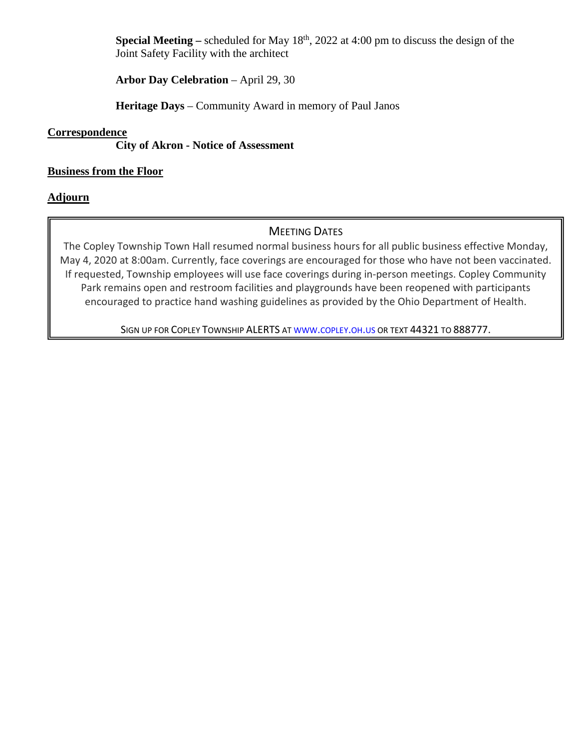**Special Meeting –** scheduled for May 18th, 2022 at 4:00 pm to discuss the design of the Joint Safety Facility with the architect

**Arbor Day Celebration** – April 29, 30

**Heritage Days** – Community Award in memory of Paul Janos

**Correspondence**

**City of Akron - Notice of Assessment**

**Business from the Floor**

**Adjourn**

MEETING DATES

The Copley Township Town Hall resumed normal business hours for all public business effective Monday, May 4, 2020 at 8:00am. Currently, face coverings are encouraged for those who have not been vaccinated. If requested, Township employees will use face coverings during in-person meetings. Copley Community Park remains open and restroom facilities and playgrounds have been reopened with participants encouraged to practice hand washing guidelines as provided by the Ohio Department of Health.

SIGN UP FOR COPLEY TOWNSHIP ALERTS AT WWW.COPLEY.OH.US OR TEXT 44321 TO 888777.